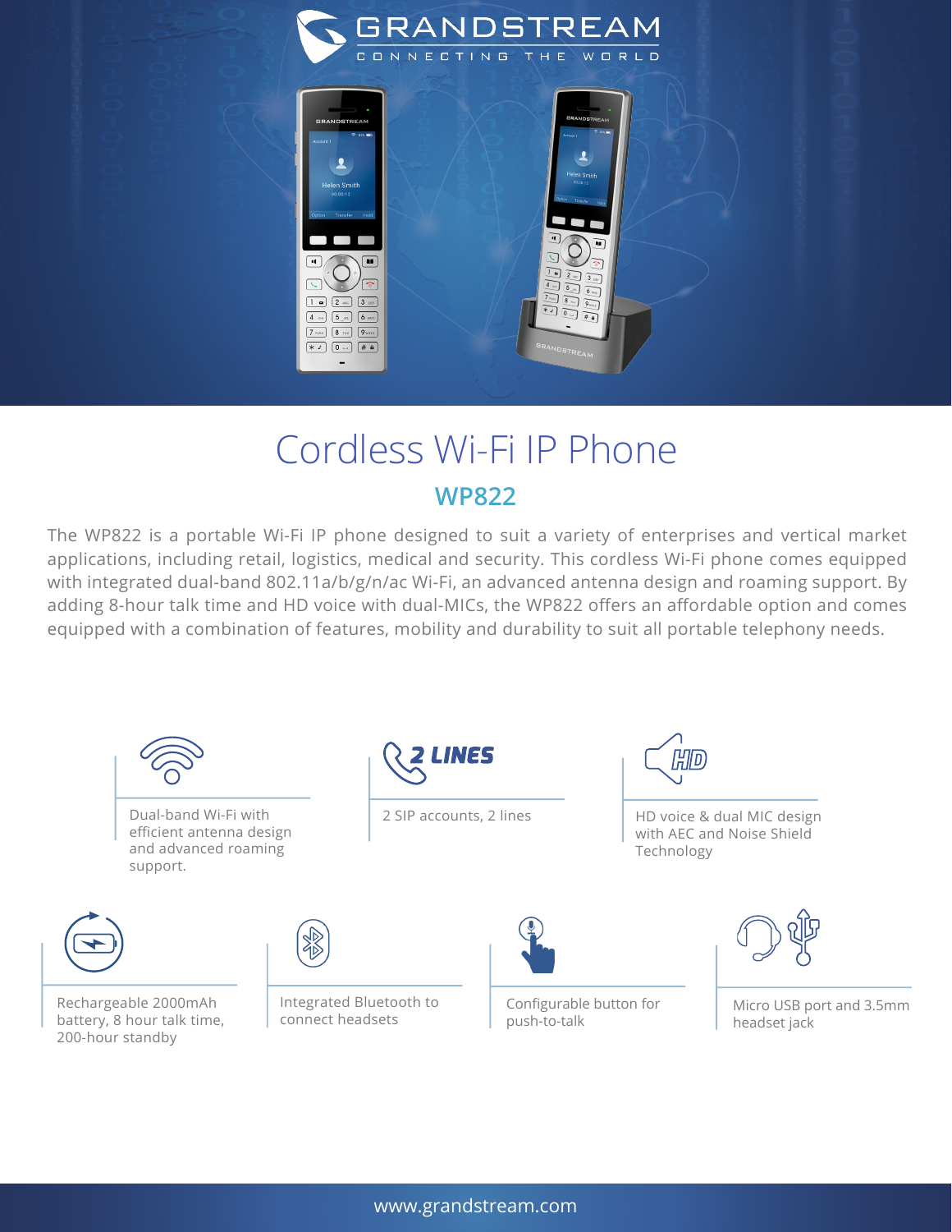GRANDSTREAM

CONNECTING THE WORLD

# Cordless Wi-Fi IP Phone

## WP822

The WP822 is a portable Wi-Fi IP phone designed to suit a variety of enterprises and vertical market applications, including retail, logistics, medical and security. This cordless Wi-Fi phone comes equipped with integrated dual-band 802.11a/b/g/n/ac Wi-Fi, an advanced antenna design and roaming support. By adding 8-hour talk time and HD voice with dual-MICs, the WP822 offers an affordable option and comes equipped with a combination of features, mobility and durability to suit all portable telephony needs.

- Dual-band Wi-Fi with efficient antenna design and advanced roaming support.
- 2 LINES: 2 SIP accounts, 2 lines
- HD voice & dual MIC design with AEC and Noise Shield Technology
- Rechargeable 2000mAh battery, 8 hour talk time, 200-hour standby
- Integrated Bluetooth to connect headsets
- Configurable button for push-to-talk
- Micro USB port and 3.5mm headset jack

www.grandstream.com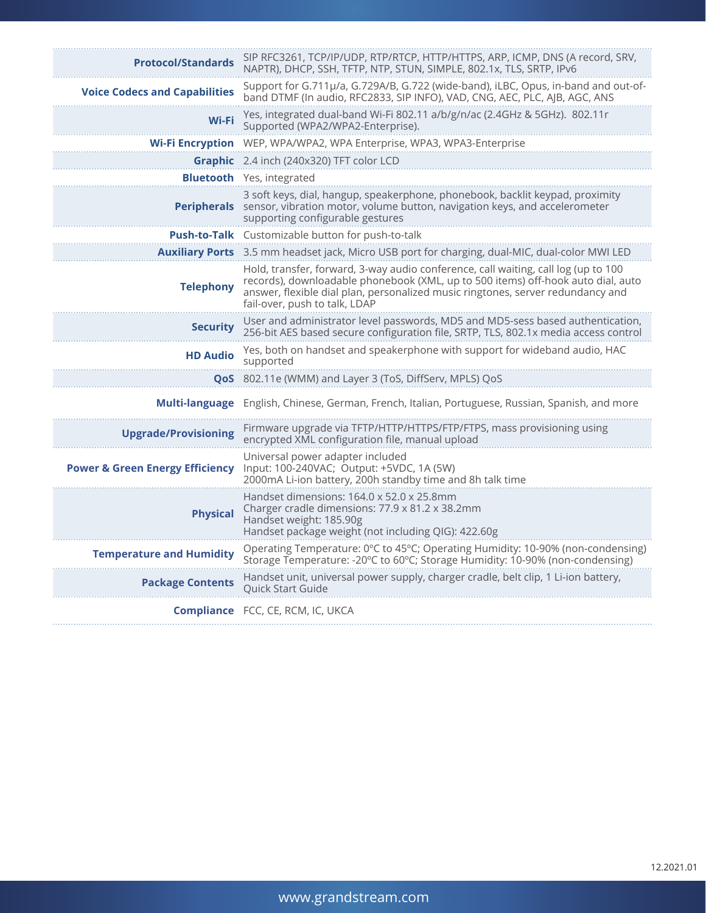| | |
|---|---|
| **Protocol/Standards** | SIP RFC3261, TCP/IP/UDP, RTP/RTCP, HTTP/HTTPS, ARP, ICMP, DNS (A record, SRV, NAPTR), DHCP, SSH, TFTP, NTP, STUN, SIMPLE, 802.1x, TLS, SRTP, IPv6 |
| **Voice Codecs and Capabilities** | Support for G.711µ/a, G.729A/B, G.722 (wide-band), iLBC, Opus, in-band and out-of-band DTMF (In audio, RFC2833, SIP INFO), VAD, CNG, AEC, PLC, AJB, AGC, ANS |
| **Wi-Fi** | Yes, integrated dual-band Wi-Fi 802.11 a/b/g/n/ac (2.4GHz & 5GHz). 802.11r Supported (WPA2/WPA2-Enterprise). |
| **Wi-Fi Encryption** | WEP, WPA/WPA2, WPA Enterprise, WPA3, WPA3-Enterprise |
| **Graphic** | 2.4 inch (240x320) TFT color LCD |
| **Bluetooth** | Yes, integrated |
| **Peripherals** | 3 soft keys, dial, hangup, speakerphone, phonebook, backlit keypad, proximity sensor, vibration motor, volume button, navigation keys, and accelerometer supporting configurable gestures |
| **Push-to-Talk** | Customizable button for push-to-talk |
| **Auxiliary Ports** | 3.5 mm headset jack, Micro USB port for charging, dual-MIC, dual-color MWI LED |
| **Telephony** | Hold, transfer, forward, 3-way audio conference, call waiting, call log (up to 100 records), downloadable phonebook (XML, up to 500 items) off-hook auto dial, auto answer, flexible dial plan, personalized music ringtones, server redundancy and fail-over, push to talk, LDAP |
| **Security** | User and administrator level passwords, MD5 and MD5-sess based authentication, 256-bit AES based secure configuration file, SRTP, TLS, 802.1x media access control |
| **HD Audio** | Yes, both on handset and speakerphone with support for wideband audio, HAC supported |
| **QoS** | 802.11e (WMM) and Layer 3 (ToS, DiffServ, MPLS) QoS |
| **Multi-language** | English, Chinese, German, French, Italian, Portuguese, Russian, Spanish, and more |
| **Upgrade/Provisioning** | Firmware upgrade via TFTP/HTTP/HTTPS/FTP/FTPS, mass provisioning using encrypted XML configuration file, manual upload |
| **Power & Green Energy Efficiency** | Universal power adapter included<br>Input: 100-240VAC; Output: +5VDC, 1A (5W)<br>2000mA Li-ion battery, 200h standby time and 8h talk time |
| **Physical** | Handset dimensions: 164.0 x 52.0 x 25.8mm<br>Charger cradle dimensions: 77.9 x 81.2 x 38.2mm<br>Handset weight: 185.90g<br>Handset package weight (not including QIG): 422.60g |
| **Temperature and Humidity** | Operating Temperature: 0ºC to 45ºC; Operating Humidity: 10-90% (non-condensing)<br>Storage Temperature: -20ºC to 60ºC; Storage Humidity: 10-90% (non-condensing) |
| **Package Contents** | Handset unit, universal power supply, charger cradle, belt clip, 1 Li-ion battery, Quick Start Guide |
| **Compliance** | FCC, CE, RCM, IC, UKCA |

12.2021.01

www.grandstream.com